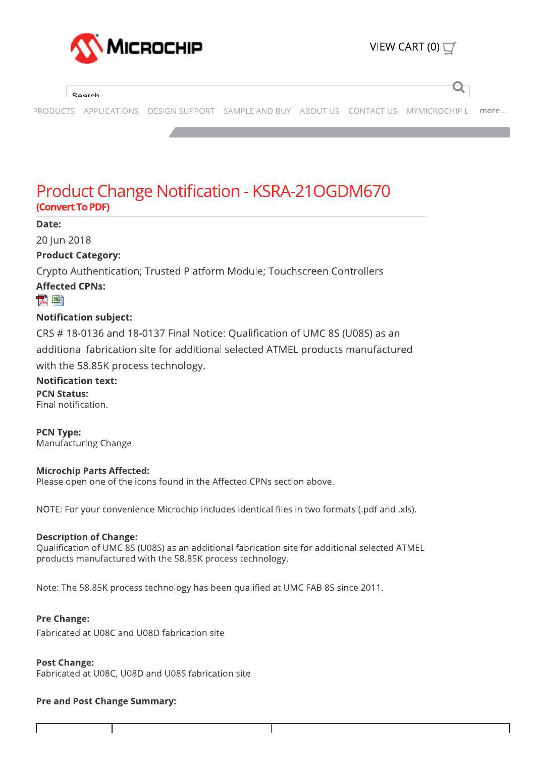# Product Change Notification - KSRA-21OGDM670

**(Convert To PDF)**

**Date:**

20 Jun 2018

**Product Category:**

Crypto Authentication; Trusted Platform Module; Touchscreen Controllers

**Affected CPNs:**

**Notification subject:**

CRS # 18-0136 and 18-0137 Final Notice: Qualification of UMC 8S (U08S) as an additional fabrication site for additional selected ATMEL products manufactured with the 58.85K process technology.

**Notification text:**

**PCN Status:**
Final notification.

**PCN Type:**
Manufacturing Change

**Microchip Parts Affected:**
Please open one of the icons found in the Affected CPNs section above.

NOTE: For your convenience Microchip includes identical files in two formats (.pdf and .xls).

**Description of Change:**
Qualification of UMC 8S (U08S) as an additional fabrication site for additional selected ATMEL products manufactured with the 58.85K process technology.

Note: The 58.85K process technology has been qualified at UMC FAB 8S since 2011.

**Pre Change:**
Fabricated at U08C and U08D fabrication site

**Post Change:**
Fabricated at U08C, U08D and U08S fabrication site

**Pre and Post Change Summary:**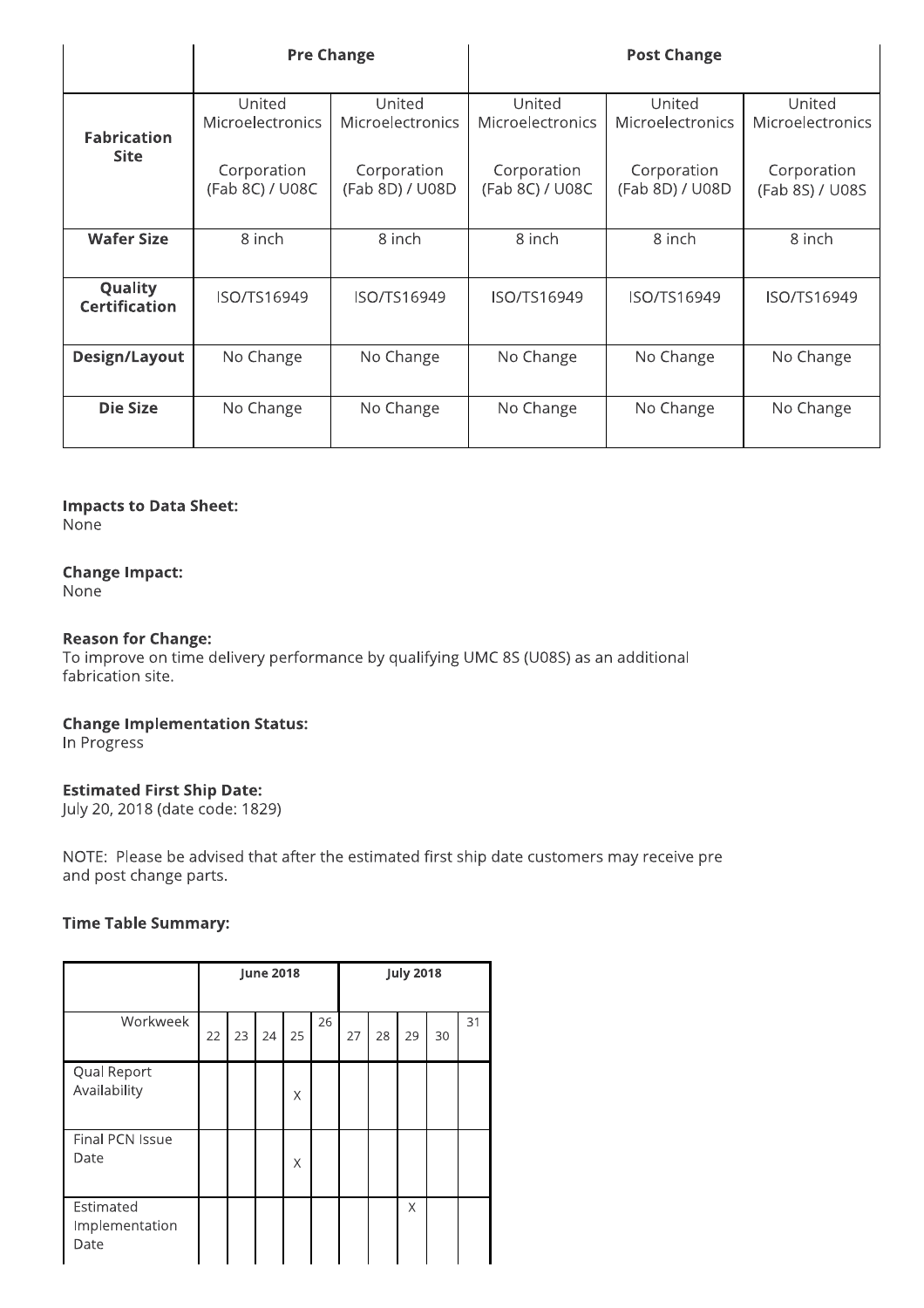| | Pre Change | | Post Change | | |
|---|---|---|---|---|---|
| **Fabrication Site** | United Microelectronics Corporation (Fab 8C) / U08C | United Microelectronics Corporation (Fab 8D) / U08D | United Microelectronics Corporation (Fab 8C) / U08C | United Microelectronics Corporation (Fab 8D) / U08D | United Microelectronics Corporation (Fab 8S) / U08S |
| **Wafer Size** | 8 inch | 8 inch | 8 inch | 8 inch | 8 inch |
| **Quality Certification** | ISO/TS16949 | ISO/TS16949 | ISO/TS16949 | ISO/TS16949 | ISO/TS16949 |
| **Design/Layout** | No Change | No Change | No Change | No Change | No Change |
| **Die Size** | No Change | No Change | No Change | No Change | No Change |

**Impacts to Data Sheet:**
None

**Change Impact:**
None

**Reason for Change:**
To improve on time delivery performance by qualifying UMC 8S (U08S) as an additional fabrication site.

**Change Implementation Status:**
In Progress

**Estimated First Ship Date:**
July 20, 2018 (date code: 1829)

NOTE: Please be advised that after the estimated first ship date customers may receive pre and post change parts.

**Time Table Summary:**

| | June 2018 | | | | | July 2018 | | | | |
|---|---|---|---|---|---|---|---|---|---|---|
| Workweek | 22 | 23 | 24 | 25 | 26 | 27 | 28 | 29 | 30 | 31 |
| Qual Report Availability | | | | X | | | | | | |
| Final PCN Issue Date | | | | X | | | | | | |
| Estimated Implementation Date | | | | | | | | X | | |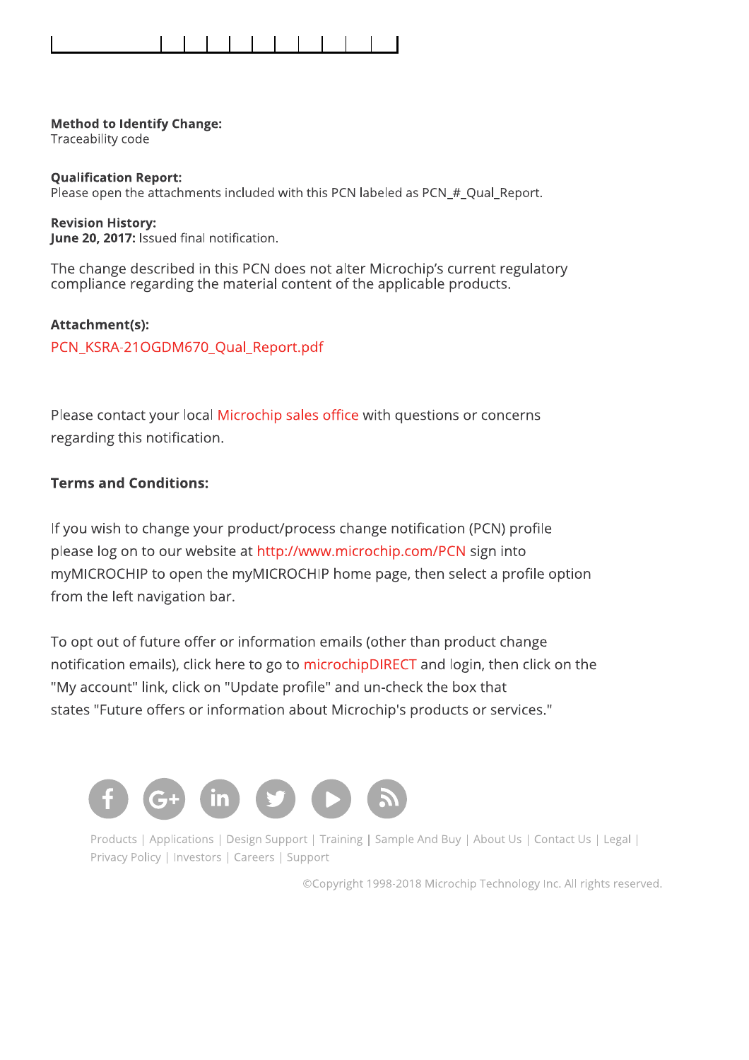**Method to Identify Change:**
Traceability code

**Qualification Report:**
Please open the attachments included with this PCN labeled as PCN_#_Qual_Report.

**Revision History:**
**June 20, 2017:** Issued final notification.

The change described in this PCN does not alter Microchip's current regulatory compliance regarding the material content of the applicable products.

**Attachment(s):**
PCN_KSRA-21OGDM670_Qual_Report.pdf

Please contact your local Microchip sales office with questions or concerns regarding this notification.

**Terms and Conditions:**

If you wish to change your product/process change notification (PCN) profile please log on to our website at http://www.microchip.com/PCN sign into myMICROCHIP to open the myMICROCHIP home page, then select a profile option from the left navigation bar.

To opt out of future offer or information emails (other than product change notification emails), click here to go to microchipDIRECT and login, then click on the "My account" link, click on "Update profile" and un-check the box that states "Future offers or information about Microchip's products or services."

Products | Applications | Design Support | Training | Sample And Buy | About Us | Contact Us | Legal | Privacy Policy | Investors | Careers | Support

©Copyright 1998-2018 Microchip Technology Inc. All rights reserved.